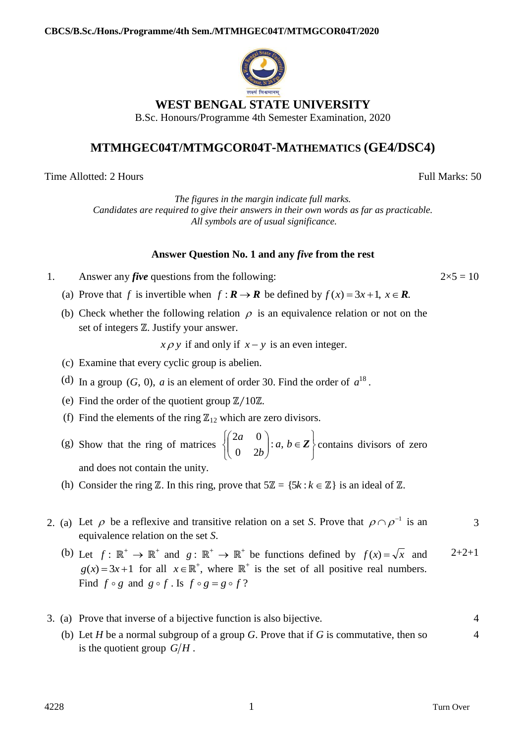# WEST BENGAL STATE UNIVERSITY

B.Sc. Honours/Programme 4th Semester Examination, 2020

## MTMHGEC04T/MTMGCOR04T-MATHEMATICS (GE4/DSC4)

Time Allotted: 2 Hours　　　　　　　　　　　　　　　　　　　　Full Marks: 50

*The figures in the margin indicate full marks.*
*Candidates are required to give their answers in their own words as far as practicable.*
*All symbols are of usual significance.*

**Answer Question No. 1 and any *five* from the rest**

1. Answer any ***five*** questions from the following: 　　　　　　　　$2\times5 = 10$

   (a) Prove that $f$ is invertible when $f:\boldsymbol{R}\to\boldsymbol{R}$ be defined by $f(x)=3x+1,\ x\in\boldsymbol{R}$.

   (b) Check whether the following relation $\rho$ is an equivalence relation or not on the set of integers $\mathbb{Z}$. Justify your answer.

   $$x\,\rho\,y \text{ if and only if } x-y \text{ is an even integer.}$$

   (c) Examine that every cyclic group is abelien.

   (d) In a group $(G,\ 0)$, $a$ is an element of order 30. Find the order of $a^{18}$.

   (e) Find the order of the quotient group $\mathbb{Z}/10\mathbb{Z}$.

   (f) Find the elements of the ring $\mathbb{Z}_{12}$ which are zero divisors.

   (g) Show that the ring of matrices $\left\{\begin{pmatrix}2a & 0\\ 0 & 2b\end{pmatrix} : a,\ b\in\boldsymbol{Z}\right\}$ contains divisors of zero and does not contain the unity.

   (h) Consider the ring $\mathbb{Z}$. In this ring, prove that $5\mathbb{Z} = \{5k : k\in\mathbb{Z}\}$ is an ideal of $\mathbb{Z}$.

2. (a) Let $\rho$ be a reflexive and transitive relation on a set $S$. Prove that $\rho\cap\rho^{-1}$ is an equivalence relation on the set $S$. 　　　　3

   (b) Let $f:\mathbb{R}^+\to\mathbb{R}^+$ and $g:\mathbb{R}^+\to\mathbb{R}^+$ be functions defined by $f(x)=\sqrt{x}$ and $g(x)=3x+1$ for all $x\in\mathbb{R}^+$, where $\mathbb{R}^+$ is the set of all positive real numbers. Find $f\circ g$ and $g\circ f$. Is $f\circ g = g\circ f$? 　　　　2+2+1

3. (a) Prove that inverse of a bijective function is also bijective. 　　　　4

   (b) Let $H$ be a normal subgroup of a group $G$. Prove that if $G$ is commutative, then so is the quotient group $G/H$. 　　　　4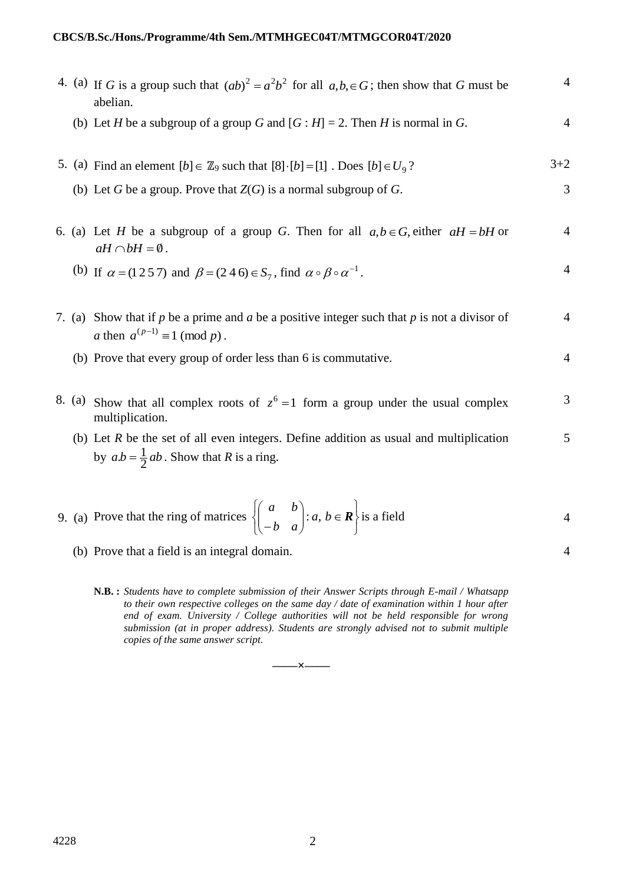4. (a) If $G$ is a group such that $(ab)^2 = a^2b^2$ for all $a, b, \in G$; then show that $G$ must be abelian. 4

   (b) Let $H$ be a subgroup of a group $G$ and $[G : H] = 2$. Then $H$ is normal in $G$. 4

5. (a) Find an element $[b] \in \mathbb{Z}_9$ such that $[8] \cdot [b] = [1]$. Does $[b] \in U_9$? 3+2

   (b) Let $G$ be a group. Prove that $Z(G)$ is a normal subgroup of $G$. 3

6. (a) Let $H$ be a subgroup of a group $G$. Then for all $a, b \in G$, either $aH = bH$ or $aH \cap bH = \emptyset$. 4

   (b) If $\alpha = (1\,2\,5\,7)$ and $\beta = (2\,4\,6) \in S_7$, find $\alpha \circ \beta \circ \alpha^{-1}$. 4

7. (a) Show that if $p$ be a prime and $a$ be a positive integer such that $p$ is not a divisor of $a$ then $a^{(p-1)} \equiv 1 \pmod{p}$. 4

   (b) Prove that every group of order less than 6 is commutative. 4

8. (a) Show that all complex roots of $z^6 = 1$ form a group under the usual complex multiplication. 3

   (b) Let $R$ be the set of all even integers. Define addition as usual and multiplication by $a.b = \frac{1}{2}ab$. Show that $R$ is a ring. 5

9. (a) Prove that the ring of matrices $\left\{ \begin{pmatrix} a & b \\ -b & a \end{pmatrix} : a,\, b \in \boldsymbol{R} \right\}$ is a field 4

   (b) Prove that a field is an integral domain. 4

**N.B. :** *Students have to complete submission of their Answer Scripts through E-mail / Whatsapp to their own respective colleges on the same day / date of examination within 1 hour after end of exam. University / College authorities will not be held responsible for wrong submission (at in proper address). Students are strongly advised not to submit multiple copies of the same answer script.*

——×——